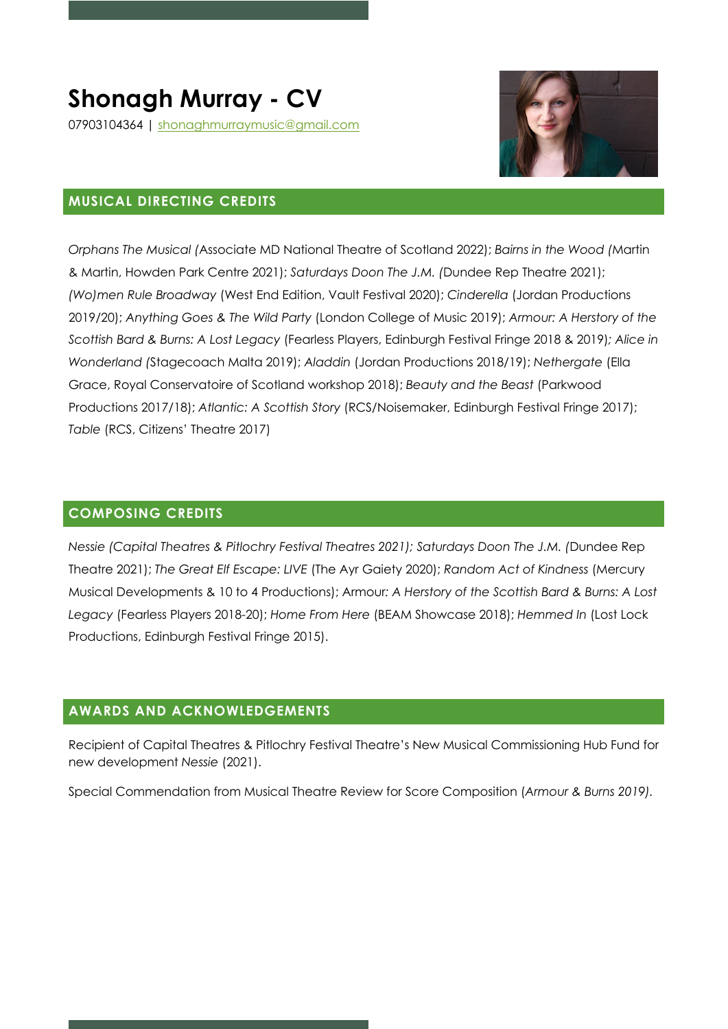# Shonagh Murray - CV

07903104364 | shonaghmurraymusic@gmail.com

## MUSICAL DIRECTING CREDITS

*Orphans The Musical (*Associate MD National Theatre of Scotland 2022); *Bairns in the Wood (*Martin & Martin, Howden Park Centre 2021); *Saturdays Doon The J.M. (*Dundee Rep Theatre 2021); *(Wo)men Rule Broadway* (West End Edition, Vault Festival 2020); *Cinderella* (Jordan Productions 2019/20); *Anything Goes & The Wild Party* (London College of Music 2019); *Armour: A Herstory of the Scottish Bard & Burns: A Lost Legacy* (Fearless Players, Edinburgh Festival Fringe 2018 & 2019)*; Alice in Wonderland (*Stagecoach Malta 2019); *Aladdin* (Jordan Productions 2018/19); *Nethergate* (Ella Grace, Royal Conservatoire of Scotland workshop 2018); *Beauty and the Beast* (Parkwood Productions 2017/18); *Atlantic: A Scottish Story* (RCS/Noisemaker, Edinburgh Festival Fringe 2017); *Table* (RCS, Citizens' Theatre 2017)

## COMPOSING CREDITS

*Nessie (Capital Theatres & Pitlochry Festival Theatres 2021); Saturdays Doon The J.M. (*Dundee Rep Theatre 2021); *The Great Elf Escape: LIVE* (The Ayr Gaiety 2020); *Random Act of Kindness* (Mercury Musical Developments & 10 to 4 Productions); Armour*: A Herstory of the Scottish Bard & Burns: A Lost Legacy* (Fearless Players 2018-20); *Home From Here* (BEAM Showcase 2018); *Hemmed In* (Lost Lock Productions, Edinburgh Festival Fringe 2015).

## AWARDS AND ACKNOWLEDGEMENTS

Recipient of Capital Theatres & Pitlochry Festival Theatre's New Musical Commissioning Hub Fund for new development *Nessie* (2021).

Special Commendation from Musical Theatre Review for Score Composition (*Armour & Burns 2019).*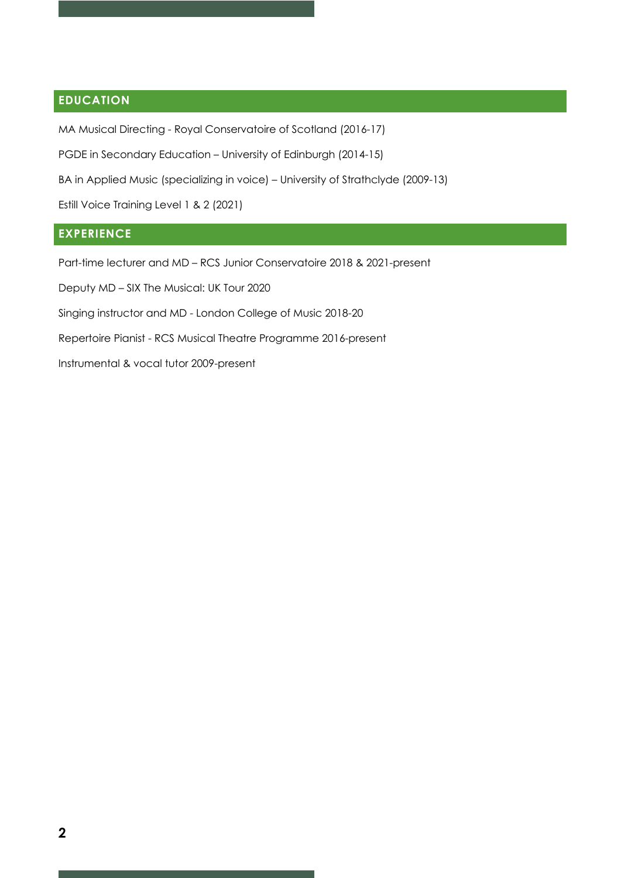## EDUCATION

MA Musical Directing - Royal Conservatoire of Scotland (2016-17)

PGDE in Secondary Education – University of Edinburgh (2014-15)

BA in Applied Music (specializing in voice) – University of Strathclyde (2009-13)

Estill Voice Training Level 1 & 2 (2021)

## EXPERIENCE

Part-time lecturer and MD – RCS Junior Conservatoire 2018 & 2021-present

Deputy MD – SIX The Musical: UK Tour 2020

Singing instructor and MD - London College of Music 2018-20

Repertoire Pianist - RCS Musical Theatre Programme 2016-present

Instrumental & vocal tutor 2009-present